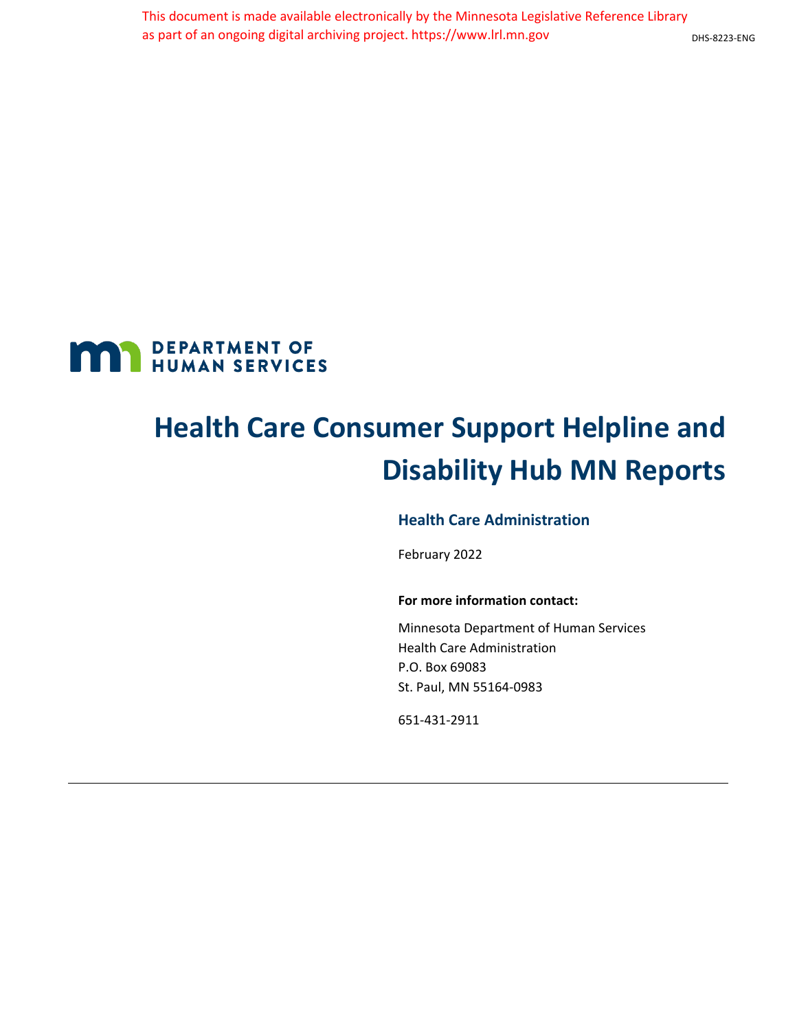This document is made available electronically by the Minnesota Legislative Reference Library as part of an ongoing digital archiving project. https://www.lrl.mn.gov

DHS-8223-ENG

DEPARTMENT OF HUMAN SERVICES

# Health Care Consumer Support Helpline and Disability Hub MN Reports

## Health Care Administration

February 2022

**For more information contact:**

Minnesota Department of Human Services
Health Care Administration
P.O. Box 69083
St. Paul, MN 55164-0983

651-431-2911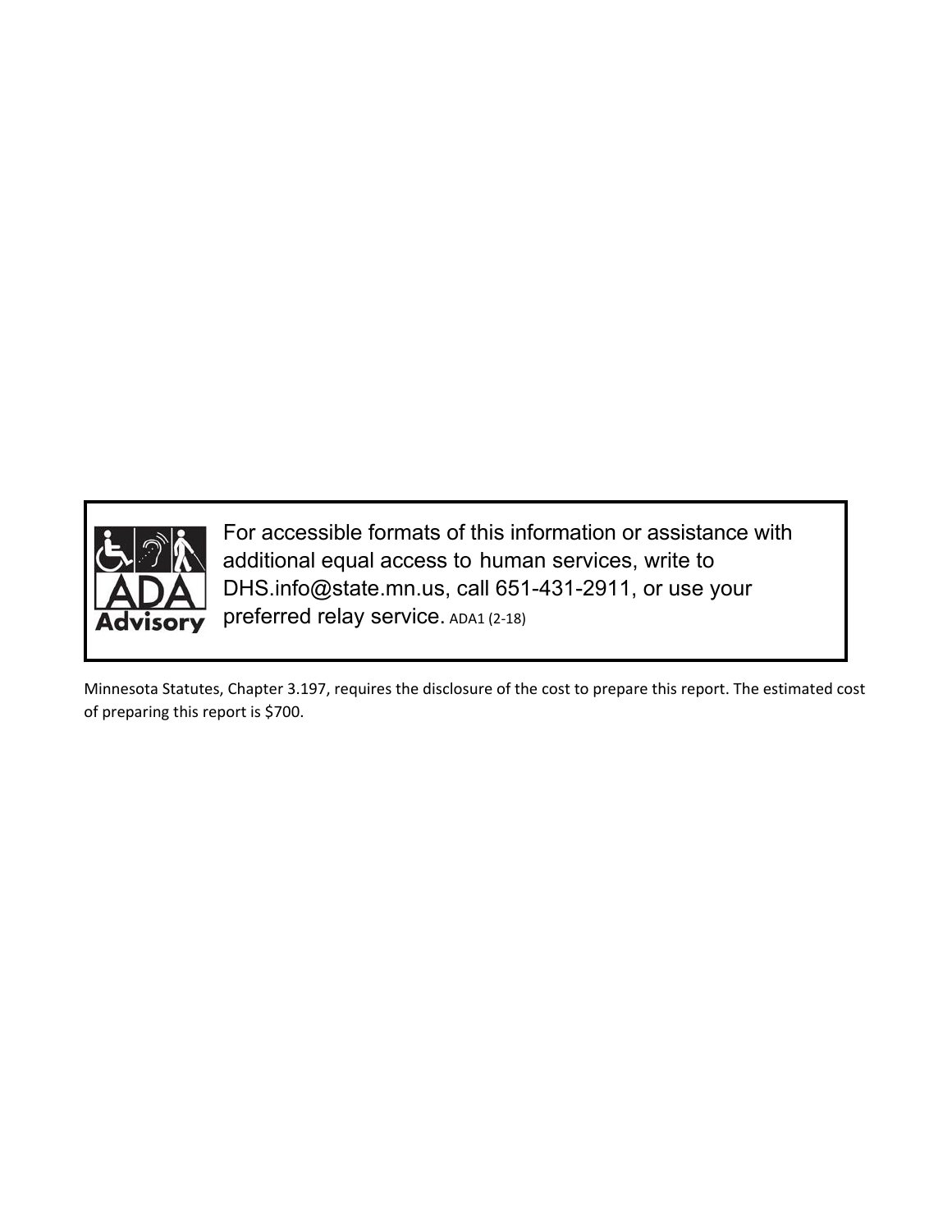For accessible formats of this information or assistance with additional equal access to human services, write to DHS.info@state.mn.us, call 651-431-2911, or use your preferred relay service. ADA1 (2-18)

Minnesota Statutes, Chapter 3.197, requires the disclosure of the cost to prepare this report. The estimated cost of preparing this report is $700.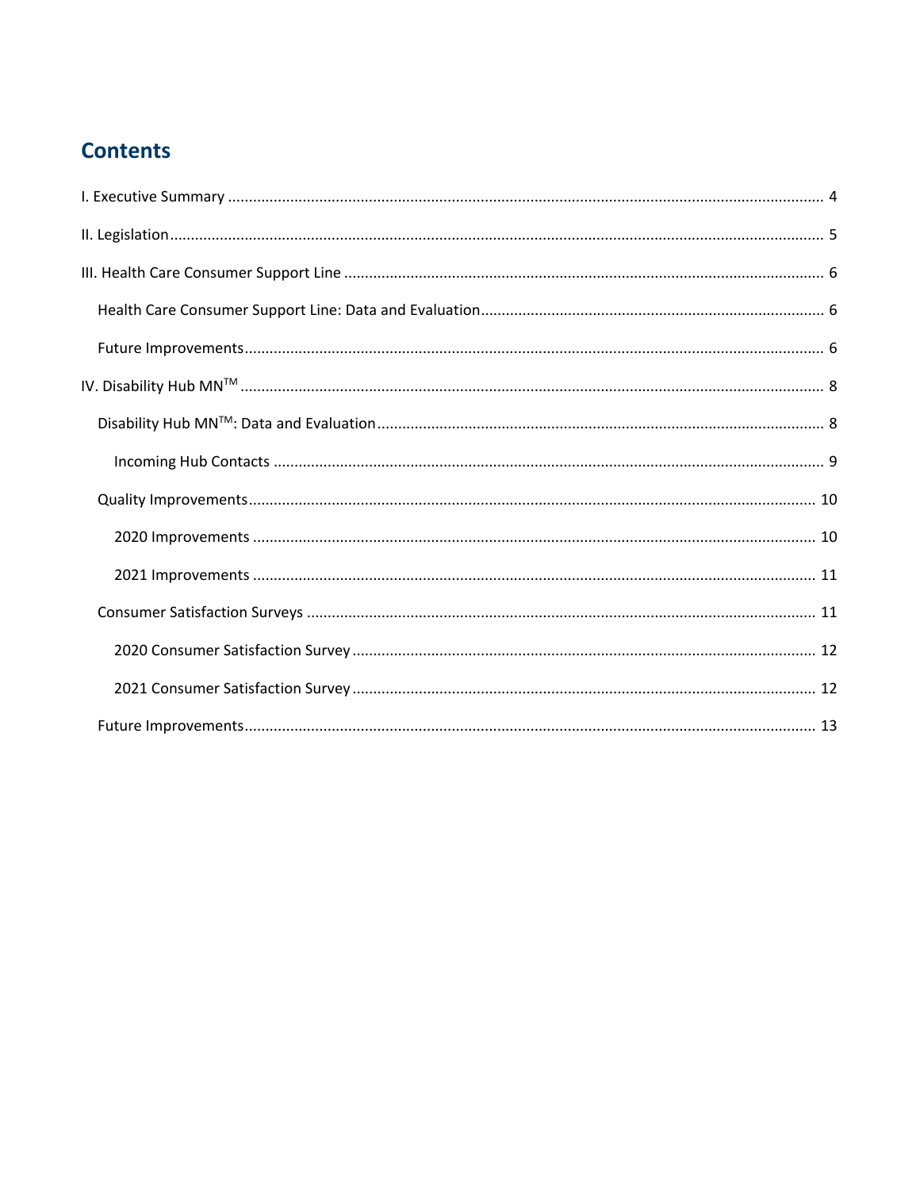## Contents

I. Executive Summary ........................................................ 4

II. Legislation ........................................................ 5

III. Health Care Consumer Support Line ........................................................ 6

- Health Care Consumer Support Line: Data and Evaluation ........................................................ 6
- Future Improvements ........................................................ 6

IV. Disability Hub MN™ ........................................................ 8

- Disability Hub MN™: Data and Evaluation ........................................................ 8
  - Incoming Hub Contacts ........................................................ 9
- Quality Improvements ........................................................ 10
  - 2020 Improvements ........................................................ 10
  - 2021 Improvements ........................................................ 11
- Consumer Satisfaction Surveys ........................................................ 11
  - 2020 Consumer Satisfaction Survey ........................................................ 12
  - 2021 Consumer Satisfaction Survey ........................................................ 12
- Future Improvements ........................................................ 13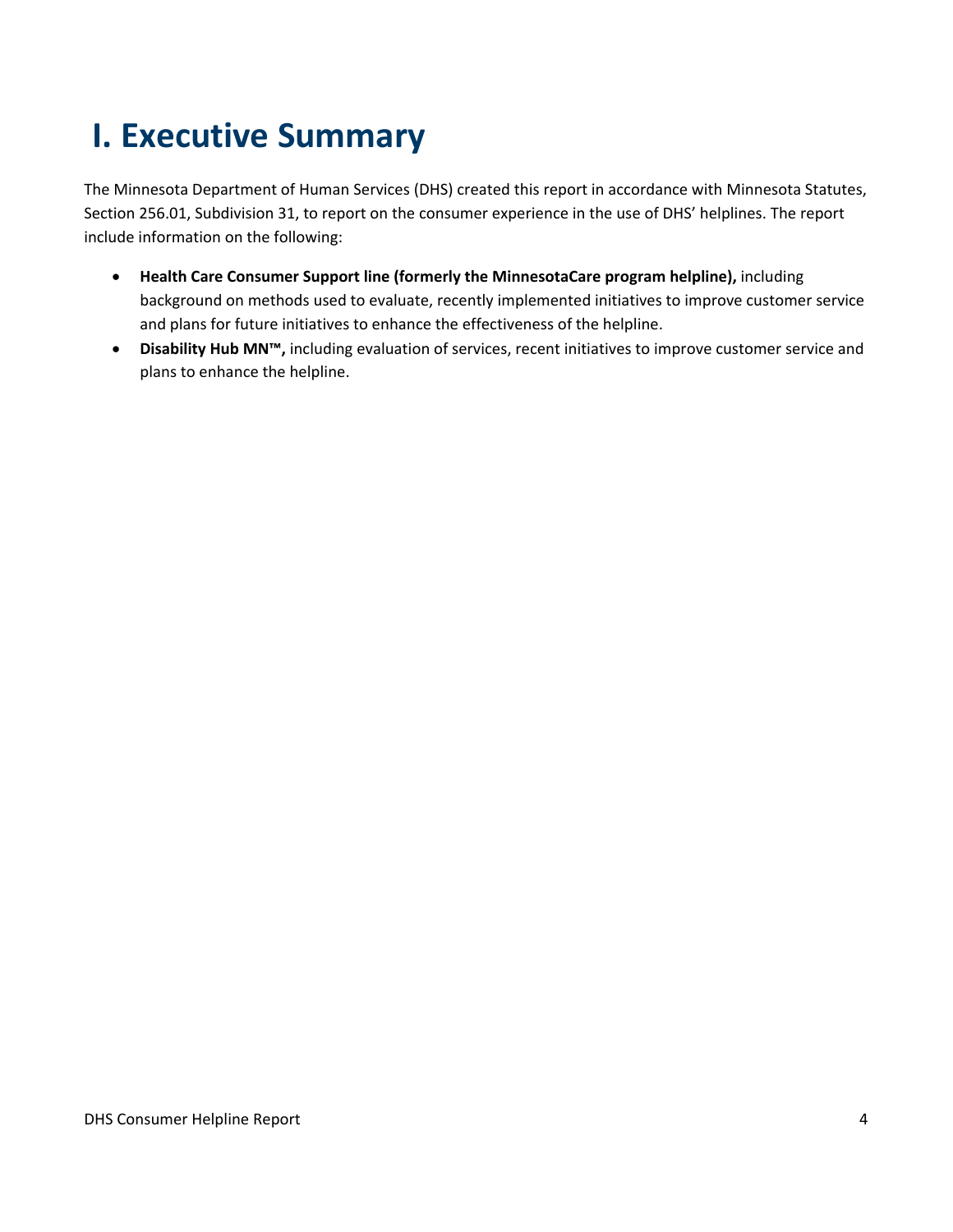# I. Executive Summary

The Minnesota Department of Human Services (DHS) created this report in accordance with Minnesota Statutes, Section 256.01, Subdivision 31, to report on the consumer experience in the use of DHS' helplines. The report include information on the following:

- **Health Care Consumer Support line (formerly the MinnesotaCare program helpline),** including background on methods used to evaluate, recently implemented initiatives to improve customer service and plans for future initiatives to enhance the effectiveness of the helpline.
- **Disability Hub MN™,** including evaluation of services, recent initiatives to improve customer service and plans to enhance the helpline.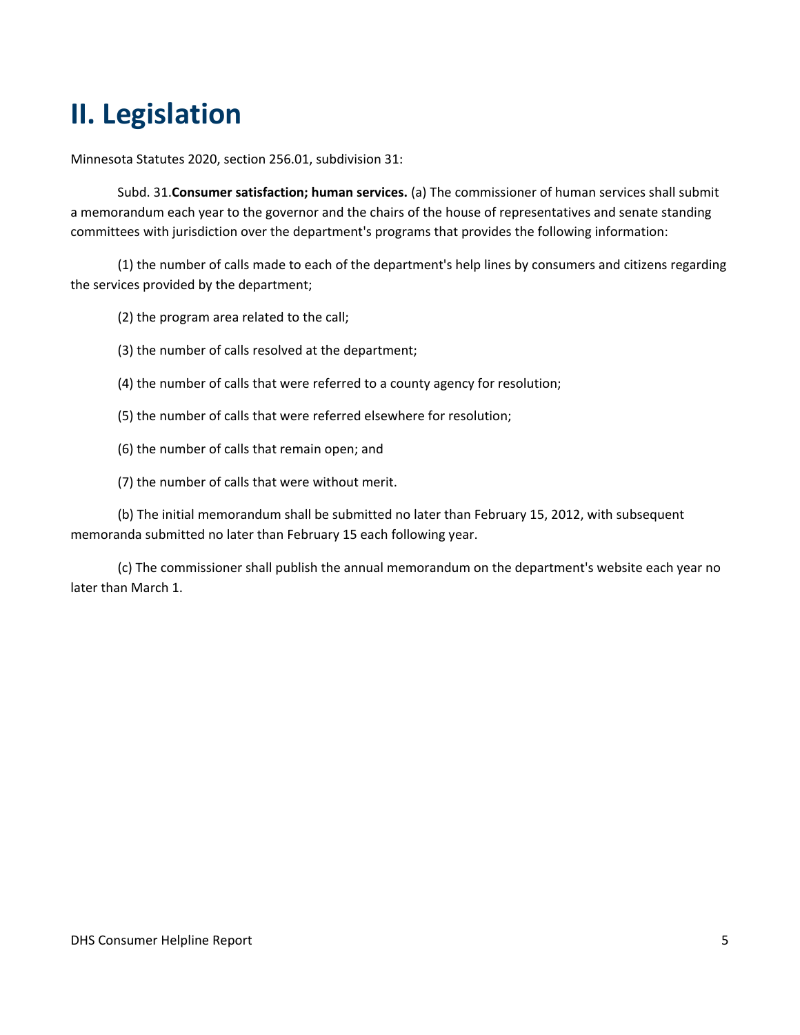# II. Legislation

Minnesota Statutes 2020, section 256.01, subdivision 31:

Subd. 31.**Consumer satisfaction; human services.** (a) The commissioner of human services shall submit a memorandum each year to the governor and the chairs of the house of representatives and senate standing committees with jurisdiction over the department's programs that provides the following information:

(1) the number of calls made to each of the department's help lines by consumers and citizens regarding the services provided by the department;

(2) the program area related to the call;

(3) the number of calls resolved at the department;

(4) the number of calls that were referred to a county agency for resolution;

(5) the number of calls that were referred elsewhere for resolution;

(6) the number of calls that remain open; and

(7) the number of calls that were without merit.

(b) The initial memorandum shall be submitted no later than February 15, 2012, with subsequent memoranda submitted no later than February 15 each following year.

(c) The commissioner shall publish the annual memorandum on the department's website each year no later than March 1.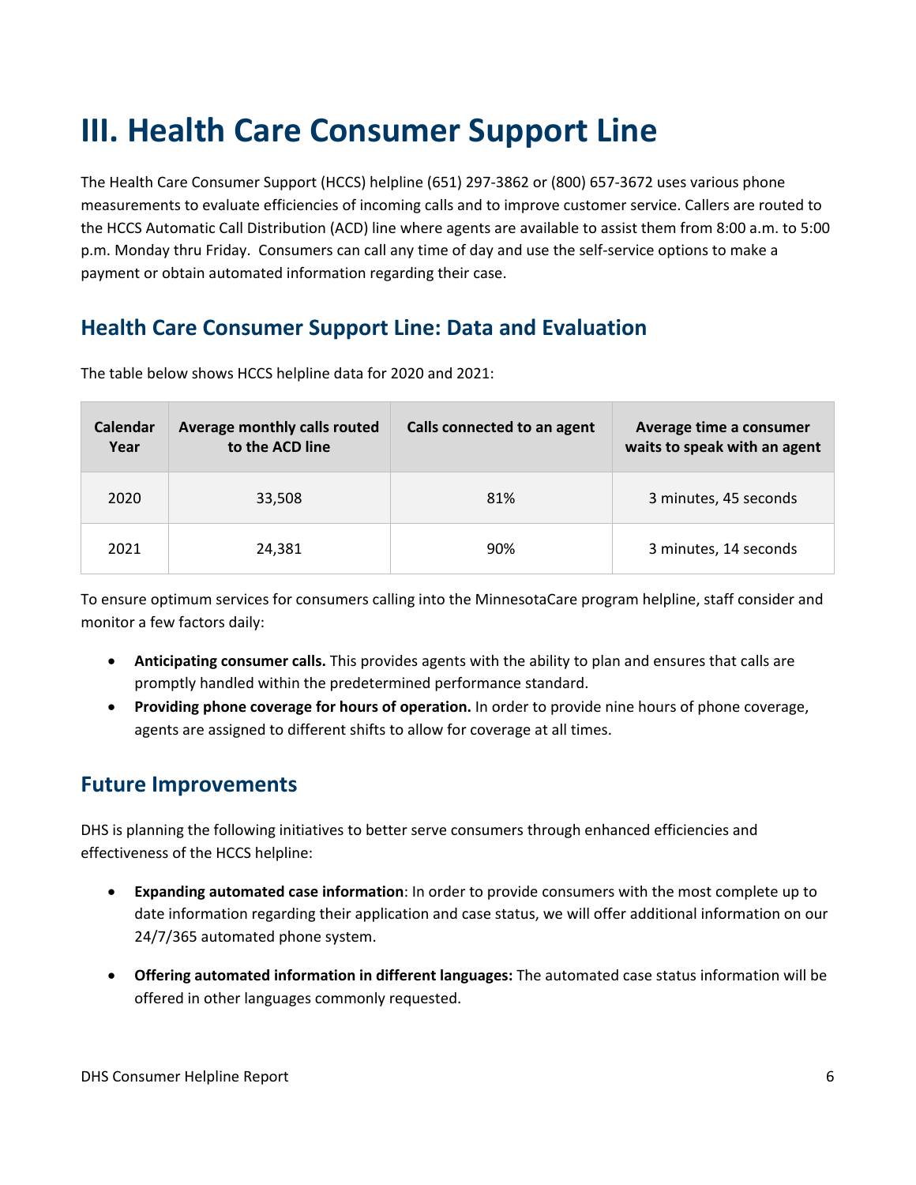# III. Health Care Consumer Support Line

The Health Care Consumer Support (HCCS) helpline (651) 297-3862 or (800) 657-3672 uses various phone measurements to evaluate efficiencies of incoming calls and to improve customer service. Callers are routed to the HCCS Automatic Call Distribution (ACD) line where agents are available to assist them from 8:00 a.m. to 5:00 p.m. Monday thru Friday. Consumers can call any time of day and use the self-service options to make a payment or obtain automated information regarding their case.

## Health Care Consumer Support Line: Data and Evaluation

The table below shows HCCS helpline data for 2020 and 2021:

| Calendar Year | Average monthly calls routed to the ACD line | Calls connected to an agent | Average time a consumer waits to speak with an agent |
|---|---|---|---|
| 2020 | 33,508 | 81% | 3 minutes, 45 seconds |
| 2021 | 24,381 | 90% | 3 minutes, 14 seconds |

To ensure optimum services for consumers calling into the MinnesotaCare program helpline, staff consider and monitor a few factors daily:

- **Anticipating consumer calls.** This provides agents with the ability to plan and ensures that calls are promptly handled within the predetermined performance standard.
- **Providing phone coverage for hours of operation.** In order to provide nine hours of phone coverage, agents are assigned to different shifts to allow for coverage at all times.

## Future Improvements

DHS is planning the following initiatives to better serve consumers through enhanced efficiencies and effectiveness of the HCCS helpline:

- **Expanding automated case information**: In order to provide consumers with the most complete up to date information regarding their application and case status, we will offer additional information on our 24/7/365 automated phone system.
- **Offering automated information in different languages:** The automated case status information will be offered in other languages commonly requested.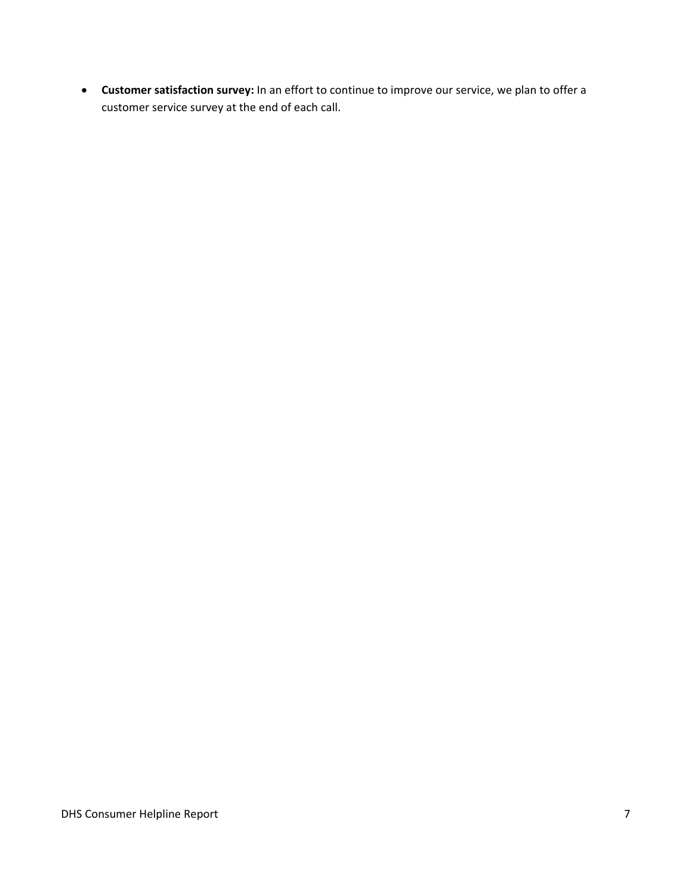- **Customer satisfaction survey:** In an effort to continue to improve our service, we plan to offer a customer service survey at the end of each call.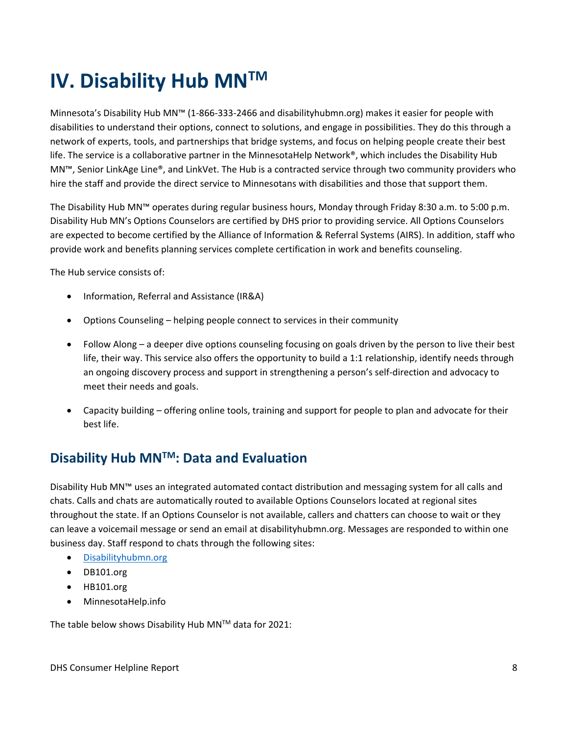# IV. Disability Hub MN™

Minnesota's Disability Hub MN™ (1-866-333-2466 and disabilityhubmn.org) makes it easier for people with disabilities to understand their options, connect to solutions, and engage in possibilities. They do this through a network of experts, tools, and partnerships that bridge systems, and focus on helping people create their best life. The service is a collaborative partner in the MinnesotaHelp Network®, which includes the Disability Hub MN™, Senior LinkAge Line®, and LinkVet. The Hub is a contracted service through two community providers who hire the staff and provide the direct service to Minnesotans with disabilities and those that support them.

The Disability Hub MN™ operates during regular business hours, Monday through Friday 8:30 a.m. to 5:00 p.m. Disability Hub MN's Options Counselors are certified by DHS prior to providing service. All Options Counselors are expected to become certified by the Alliance of Information & Referral Systems (AIRS). In addition, staff who provide work and benefits planning services complete certification in work and benefits counseling.

The Hub service consists of:

- Information, Referral and Assistance (IR&A)
- Options Counseling – helping people connect to services in their community
- Follow Along – a deeper dive options counseling focusing on goals driven by the person to live their best life, their way. This service also offers the opportunity to build a 1:1 relationship, identify needs through an ongoing discovery process and support in strengthening a person's self-direction and advocacy to meet their needs and goals.
- Capacity building – offering online tools, training and support for people to plan and advocate for their best life.

## Disability Hub MN™: Data and Evaluation

Disability Hub MN™ uses an integrated automated contact distribution and messaging system for all calls and chats. Calls and chats are automatically routed to available Options Counselors located at regional sites throughout the state. If an Options Counselor is not available, callers and chatters can choose to wait or they can leave a voicemail message or send an email at disabilityhubmn.org. Messages are responded to within one business day. Staff respond to chats through the following sites:

- Disabilityhubmn.org
- DB101.org
- HB101.org
- MinnesotaHelp.info

The table below shows Disability Hub MN™ data for 2021: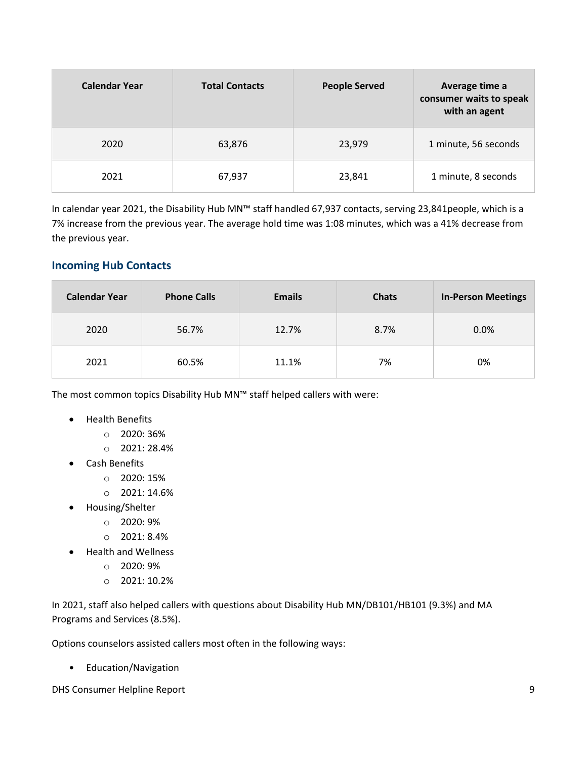| Calendar Year | Total Contacts | People Served | Average time a consumer waits to speak with an agent |
|---|---|---|---|
| 2020 | 63,876 | 23,979 | 1 minute, 56 seconds |
| 2021 | 67,937 | 23,841 | 1 minute, 8 seconds |

In calendar year 2021, the Disability Hub MN™ staff handled 67,937 contacts, serving 23,841people, which is a 7% increase from the previous year. The average hold time was 1:08 minutes, which was a 41% decrease from the previous year.

### Incoming Hub Contacts

| Calendar Year | Phone Calls | Emails | Chats | In-Person Meetings |
|---|---|---|---|---|
| 2020 | 56.7% | 12.7% | 8.7% | 0.0% |
| 2021 | 60.5% | 11.1% | 7% | 0% |

The most common topics Disability Hub MN™ staff helped callers with were:

- Health Benefits
  - 2020: 36%
  - 2021: 28.4%
- Cash Benefits
  - 2020: 15%
  - 2021: 14.6%
- Housing/Shelter
  - 2020: 9%
  - 2021: 8.4%
- Health and Wellness
  - 2020: 9%
  - 2021: 10.2%

In 2021, staff also helped callers with questions about Disability Hub MN/DB101/HB101 (9.3%) and MA Programs and Services (8.5%).

Options counselors assisted callers most often in the following ways:

- Education/Navigation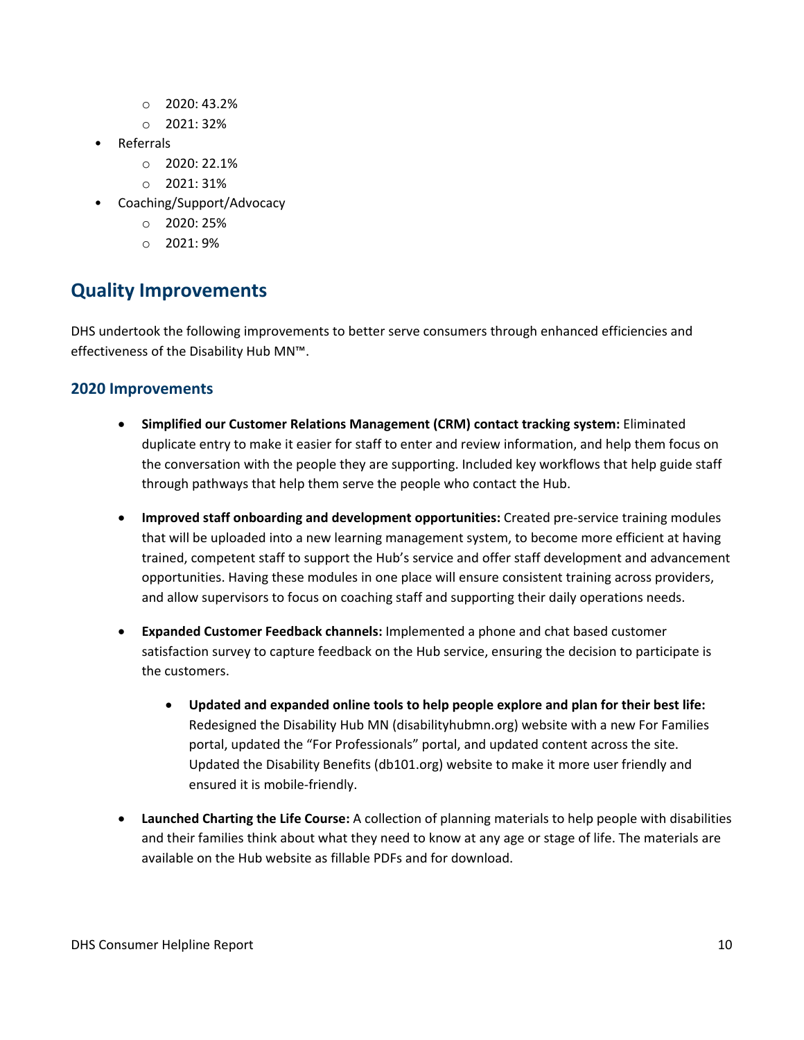- 2020: 43.2%
  - 2021: 32%
- Referrals
  - 2020: 22.1%
  - 2021: 31%
- Coaching/Support/Advocacy
  - 2020: 25%
  - 2021: 9%

## Quality Improvements

DHS undertook the following improvements to better serve consumers through enhanced efficiencies and effectiveness of the Disability Hub MN™.

### 2020 Improvements

- **Simplified our Customer Relations Management (CRM) contact tracking system:** Eliminated duplicate entry to make it easier for staff to enter and review information, and help them focus on the conversation with the people they are supporting. Included key workflows that help guide staff through pathways that help them serve the people who contact the Hub.

- **Improved staff onboarding and development opportunities:** Created pre-service training modules that will be uploaded into a new learning management system, to become more efficient at having trained, competent staff to support the Hub's service and offer staff development and advancement opportunities. Having these modules in one place will ensure consistent training across providers, and allow supervisors to focus on coaching staff and supporting their daily operations needs.

- **Expanded Customer Feedback channels:** Implemented a phone and chat based customer satisfaction survey to capture feedback on the Hub service, ensuring the decision to participate is the customers.

  - **Updated and expanded online tools to help people explore and plan for their best life:** Redesigned the Disability Hub MN (disabilityhubmn.org) website with a new For Families portal, updated the "For Professionals" portal, and updated content across the site. Updated the Disability Benefits (db101.org) website to make it more user friendly and ensured it is mobile-friendly.

- **Launched Charting the Life Course:** A collection of planning materials to help people with disabilities and their families think about what they need to know at any age or stage of life. The materials are available on the Hub website as fillable PDFs and for download.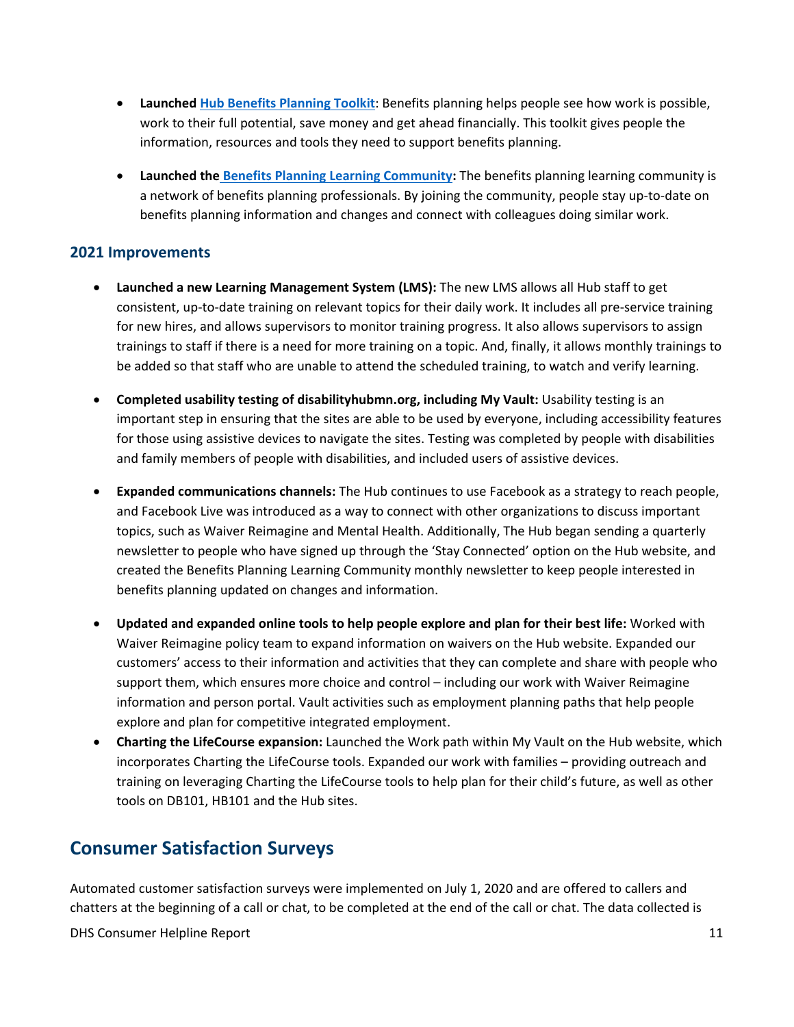- **Launched Hub Benefits Planning Toolkit**: Benefits planning helps people see how work is possible, work to their full potential, save money and get ahead financially. This toolkit gives people the information, resources and tools they need to support benefits planning.
- **Launched the Benefits Planning Learning Community:** The benefits planning learning community is a network of benefits planning professionals. By joining the community, people stay up-to-date on benefits planning information and changes and connect with colleagues doing similar work.

### 2021 Improvements

- **Launched a new Learning Management System (LMS):** The new LMS allows all Hub staff to get consistent, up-to-date training on relevant topics for their daily work. It includes all pre-service training for new hires, and allows supervisors to monitor training progress. It also allows supervisors to assign trainings to staff if there is a need for more training on a topic. And, finally, it allows monthly trainings to be added so that staff who are unable to attend the scheduled training, to watch and verify learning.
- **Completed usability testing of disabilityhubmn.org, including My Vault:** Usability testing is an important step in ensuring that the sites are able to be used by everyone, including accessibility features for those using assistive devices to navigate the sites. Testing was completed by people with disabilities and family members of people with disabilities, and included users of assistive devices.
- **Expanded communications channels:** The Hub continues to use Facebook as a strategy to reach people, and Facebook Live was introduced as a way to connect with other organizations to discuss important topics, such as Waiver Reimagine and Mental Health. Additionally, The Hub began sending a quarterly newsletter to people who have signed up through the 'Stay Connected' option on the Hub website, and created the Benefits Planning Learning Community monthly newsletter to keep people interested in benefits planning updated on changes and information.
- **Updated and expanded online tools to help people explore and plan for their best life:** Worked with Waiver Reimagine policy team to expand information on waivers on the Hub website. Expanded our customers' access to their information and activities that they can complete and share with people who support them, which ensures more choice and control – including our work with Waiver Reimagine information and person portal. Vault activities such as employment planning paths that help people explore and plan for competitive integrated employment.
- **Charting the LifeCourse expansion:** Launched the Work path within My Vault on the Hub website, which incorporates Charting the LifeCourse tools. Expanded our work with families – providing outreach and training on leveraging Charting the LifeCourse tools to help plan for their child's future, as well as other tools on DB101, HB101 and the Hub sites.

## Consumer Satisfaction Surveys

Automated customer satisfaction surveys were implemented on July 1, 2020 and are offered to callers and chatters at the beginning of a call or chat, to be completed at the end of the call or chat. The data collected is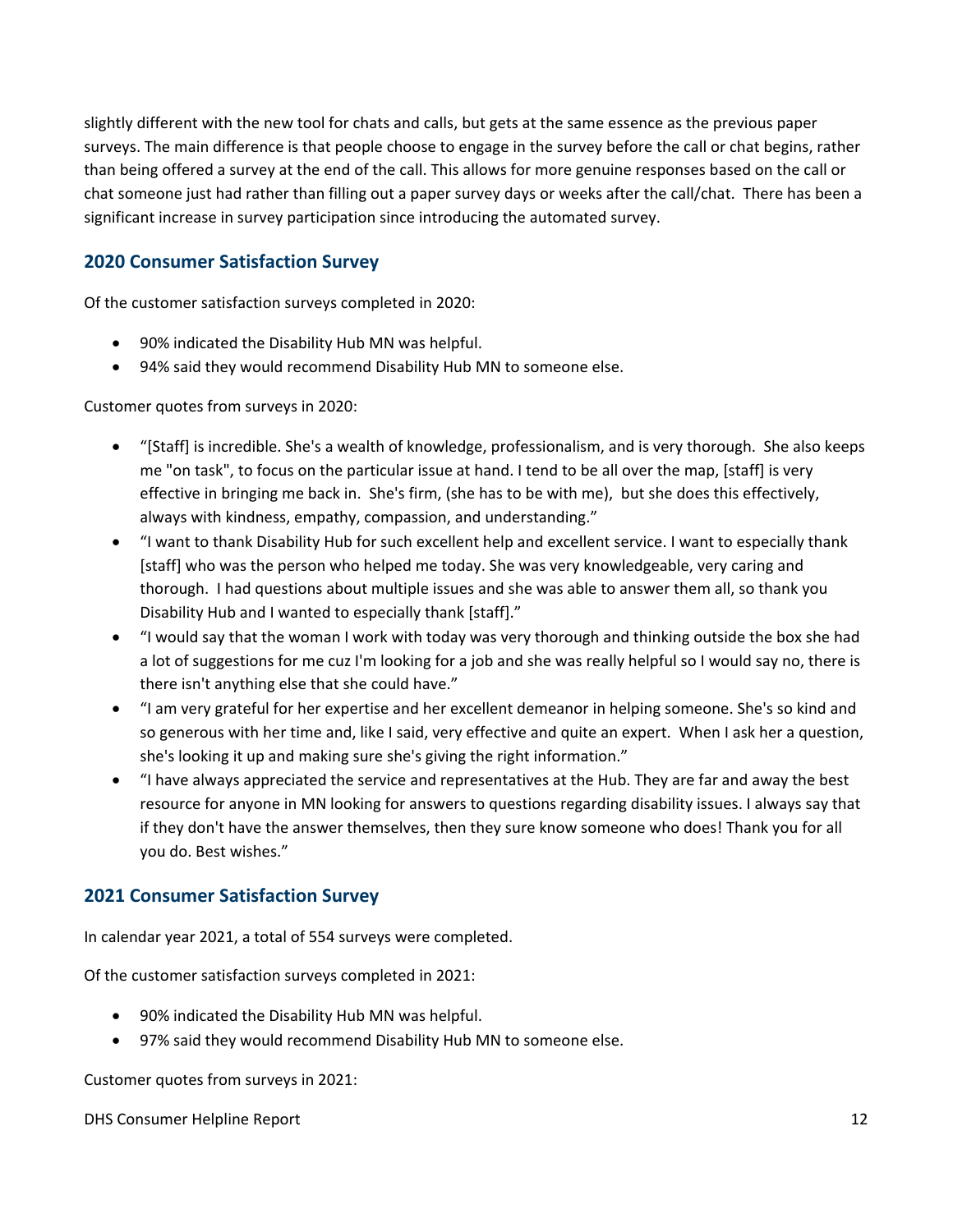slightly different with the new tool for chats and calls, but gets at the same essence as the previous paper surveys. The main difference is that people choose to engage in the survey before the call or chat begins, rather than being offered a survey at the end of the call. This allows for more genuine responses based on the call or chat someone just had rather than filling out a paper survey days or weeks after the call/chat. There has been a significant increase in survey participation since introducing the automated survey.

## 2020 Consumer Satisfaction Survey

Of the customer satisfaction surveys completed in 2020:

- 90% indicated the Disability Hub MN was helpful.
- 94% said they would recommend Disability Hub MN to someone else.

Customer quotes from surveys in 2020:

- "[Staff] is incredible. She's a wealth of knowledge, professionalism, and is very thorough. She also keeps me "on task", to focus on the particular issue at hand. I tend to be all over the map, [staff] is very effective in bringing me back in. She's firm, (she has to be with me), but she does this effectively, always with kindness, empathy, compassion, and understanding."
- "I want to thank Disability Hub for such excellent help and excellent service. I want to especially thank [staff] who was the person who helped me today. She was very knowledgeable, very caring and thorough. I had questions about multiple issues and she was able to answer them all, so thank you Disability Hub and I wanted to especially thank [staff]."
- "I would say that the woman I work with today was very thorough and thinking outside the box she had a lot of suggestions for me cuz I'm looking for a job and she was really helpful so I would say no, there is there isn't anything else that she could have."
- "I am very grateful for her expertise and her excellent demeanor in helping someone. She's so kind and so generous with her time and, like I said, very effective and quite an expert. When I ask her a question, she's looking it up and making sure she's giving the right information."
- "I have always appreciated the service and representatives at the Hub. They are far and away the best resource for anyone in MN looking for answers to questions regarding disability issues. I always say that if they don't have the answer themselves, then they sure know someone who does! Thank you for all you do. Best wishes."

## 2021 Consumer Satisfaction Survey

In calendar year 2021, a total of 554 surveys were completed.

Of the customer satisfaction surveys completed in 2021:

- 90% indicated the Disability Hub MN was helpful.
- 97% said they would recommend Disability Hub MN to someone else.

Customer quotes from surveys in 2021: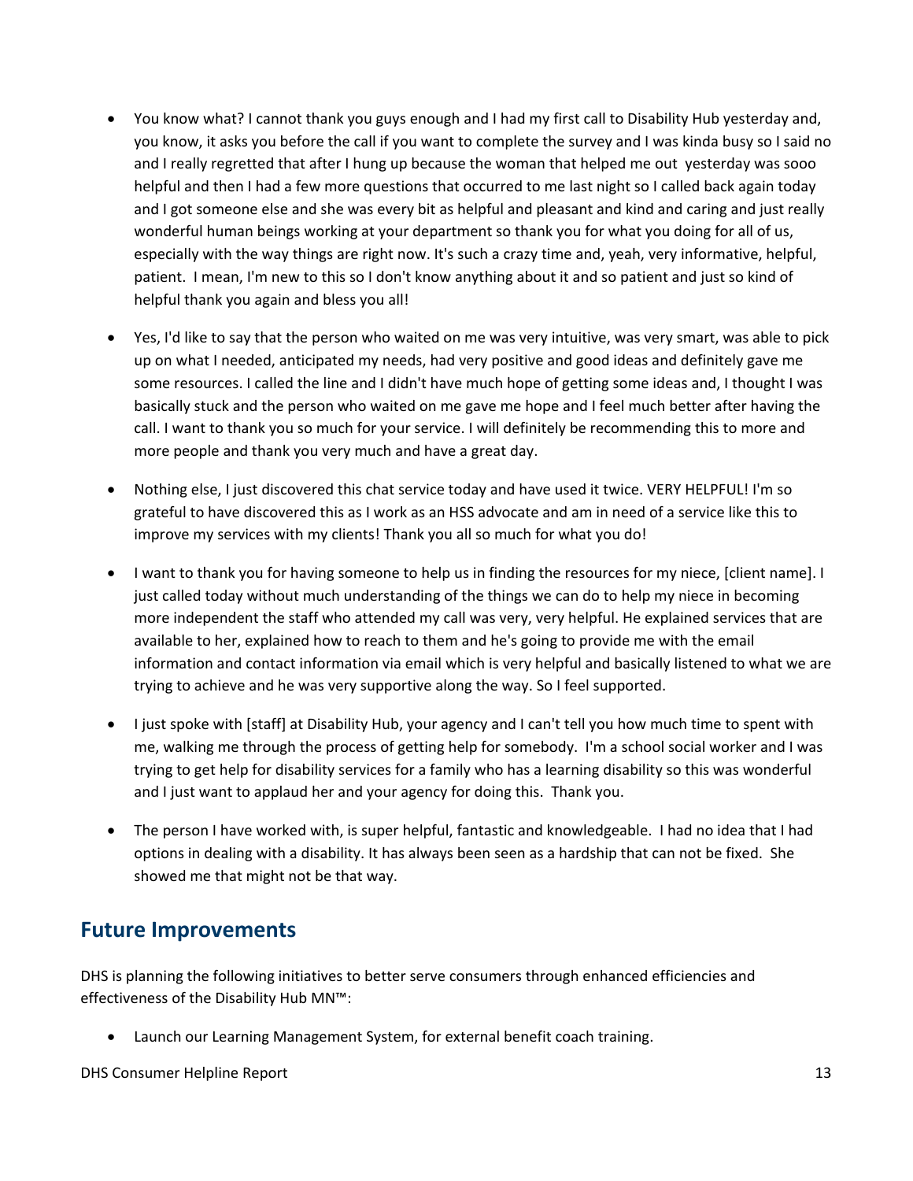- You know what? I cannot thank you guys enough and I had my first call to Disability Hub yesterday and, you know, it asks you before the call if you want to complete the survey and I was kinda busy so I said no and I really regretted that after I hung up because the woman that helped me out yesterday was sooo helpful and then I had a few more questions that occurred to me last night so I called back again today and I got someone else and she was every bit as helpful and pleasant and kind and caring and just really wonderful human beings working at your department so thank you for what you doing for all of us, especially with the way things are right now. It's such a crazy time and, yeah, very informative, helpful, patient. I mean, I'm new to this so I don't know anything about it and so patient and just so kind of helpful thank you again and bless you all!

- Yes, I'd like to say that the person who waited on me was very intuitive, was very smart, was able to pick up on what I needed, anticipated my needs, had very positive and good ideas and definitely gave me some resources. I called the line and I didn't have much hope of getting some ideas and, I thought I was basically stuck and the person who waited on me gave me hope and I feel much better after having the call. I want to thank you so much for your service. I will definitely be recommending this to more and more people and thank you very much and have a great day.

- Nothing else, I just discovered this chat service today and have used it twice. VERY HELPFUL! I'm so grateful to have discovered this as I work as an HSS advocate and am in need of a service like this to improve my services with my clients! Thank you all so much for what you do!

- I want to thank you for having someone to help us in finding the resources for my niece, [client name]. I just called today without much understanding of the things we can do to help my niece in becoming more independent the staff who attended my call was very, very helpful. He explained services that are available to her, explained how to reach to them and he's going to provide me with the email information and contact information via email which is very helpful and basically listened to what we are trying to achieve and he was very supportive along the way. So I feel supported.

- I just spoke with [staff] at Disability Hub, your agency and I can't tell you how much time to spent with me, walking me through the process of getting help for somebody. I'm a school social worker and I was trying to get help for disability services for a family who has a learning disability so this was wonderful and I just want to applaud her and your agency for doing this. Thank you.

- The person I have worked with, is super helpful, fantastic and knowledgeable. I had no idea that I had options in dealing with a disability. It has always been seen as a hardship that can not be fixed. She showed me that might not be that way.

## Future Improvements

DHS is planning the following initiatives to better serve consumers through enhanced efficiencies and effectiveness of the Disability Hub MN™:

- Launch our Learning Management System, for external benefit coach training.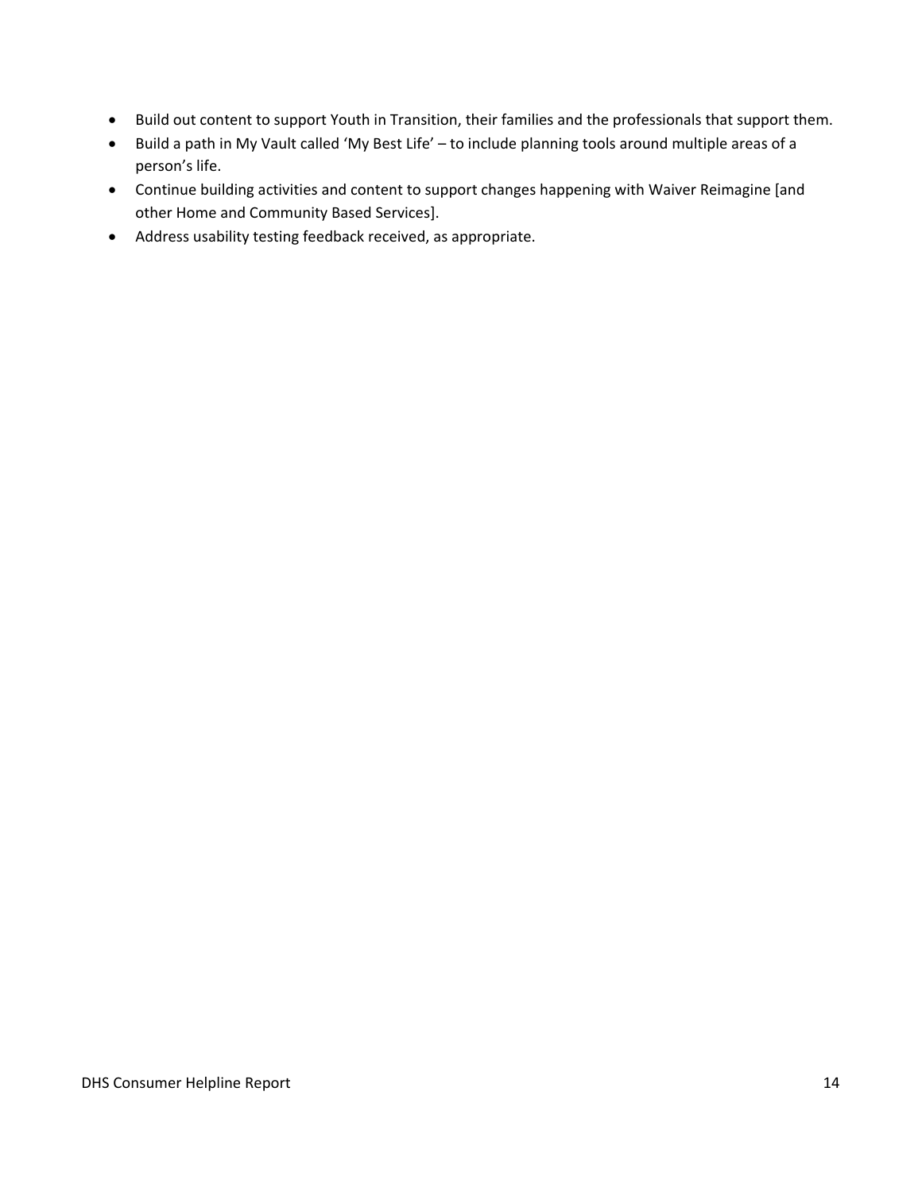- Build out content to support Youth in Transition, their families and the professionals that support them.
- Build a path in My Vault called 'My Best Life' – to include planning tools around multiple areas of a person's life.
- Continue building activities and content to support changes happening with Waiver Reimagine [and other Home and Community Based Services].
- Address usability testing feedback received, as appropriate.